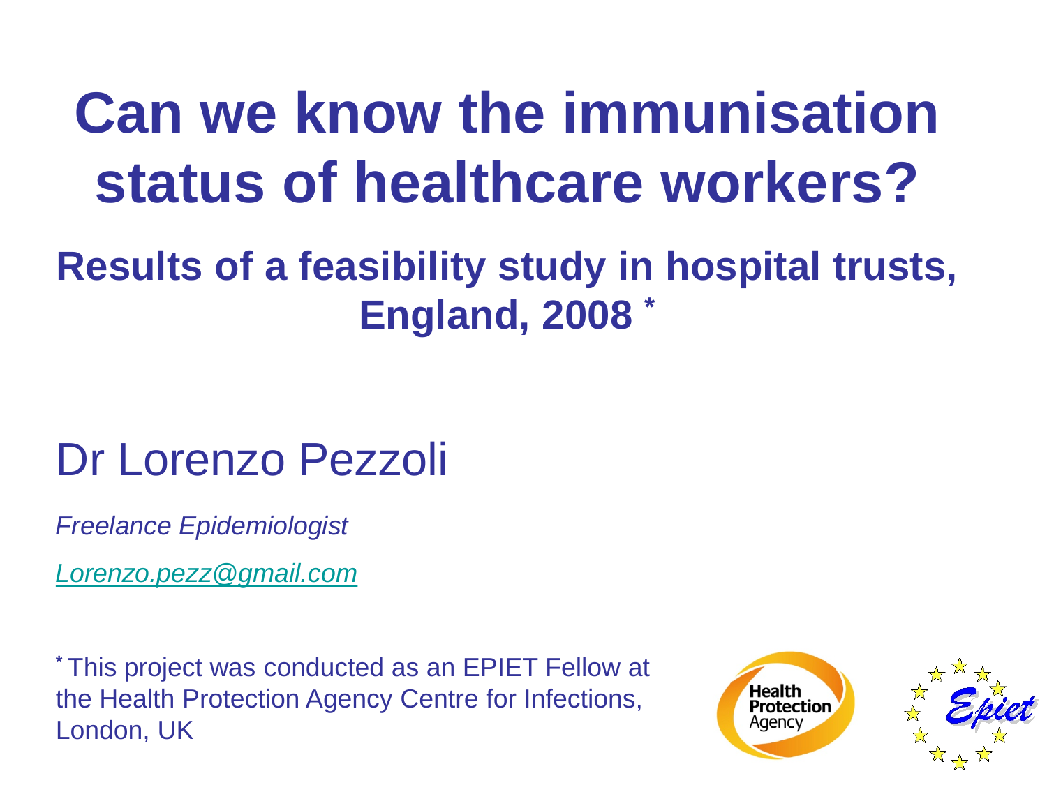# Can we know the immunisation status of healthcare workers?

## Results of a feasibility study in hospital trusts, England, 2008 *

Dr Lorenzo Pezzoli

*Freelance Epidemiologist*

*Lorenzo.pezz@gmail.com*

* This project was conducted as an EPIET Fellow at the Health Protection Agency Centre for Infections, London, UK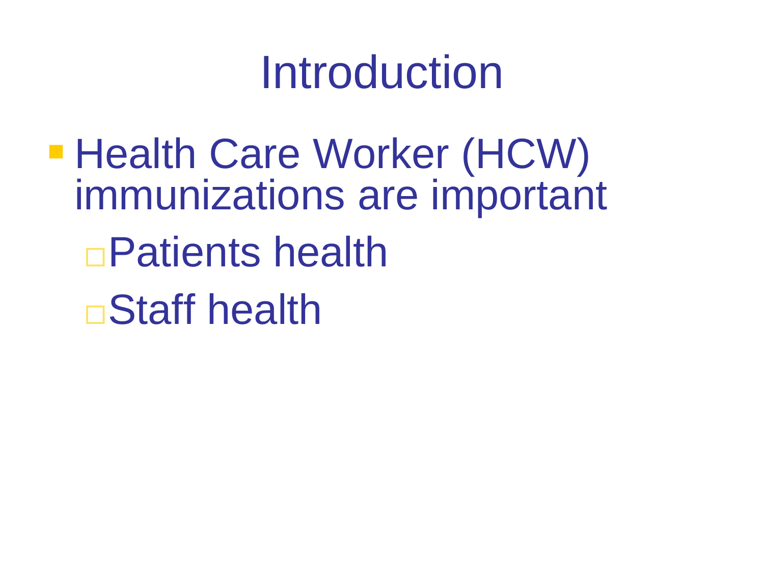# Introduction

- Health Care Worker (HCW) immunizations are important
  - Patients health
  - Staff health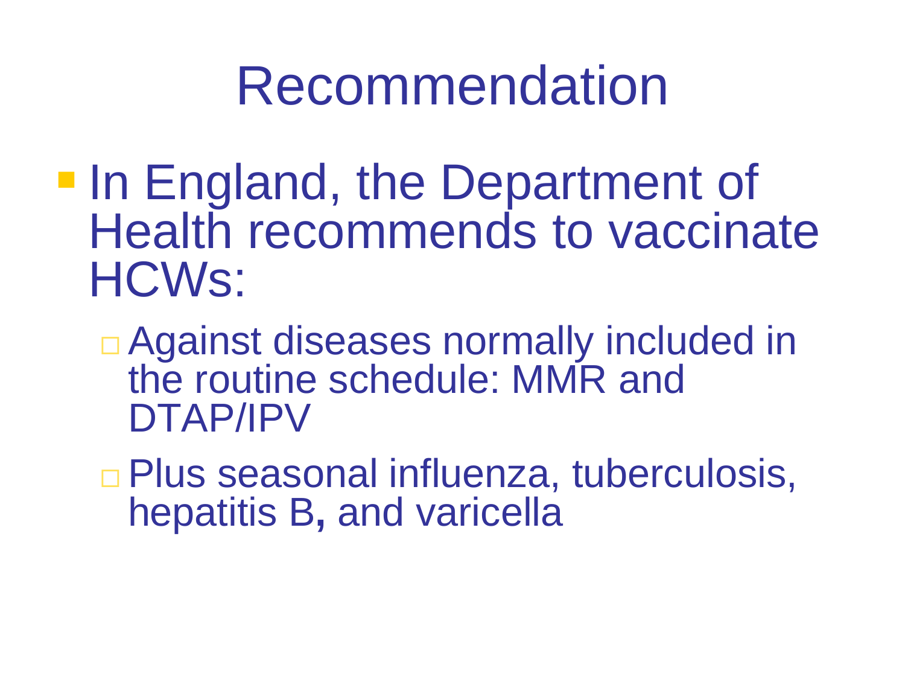# Recommendation

- In England, the Department of Health recommends to vaccinate HCWs:
  - Against diseases normally included in the routine schedule: MMR and DTAP/IPV
  - Plus seasonal influenza, tuberculosis, hepatitis B, and varicella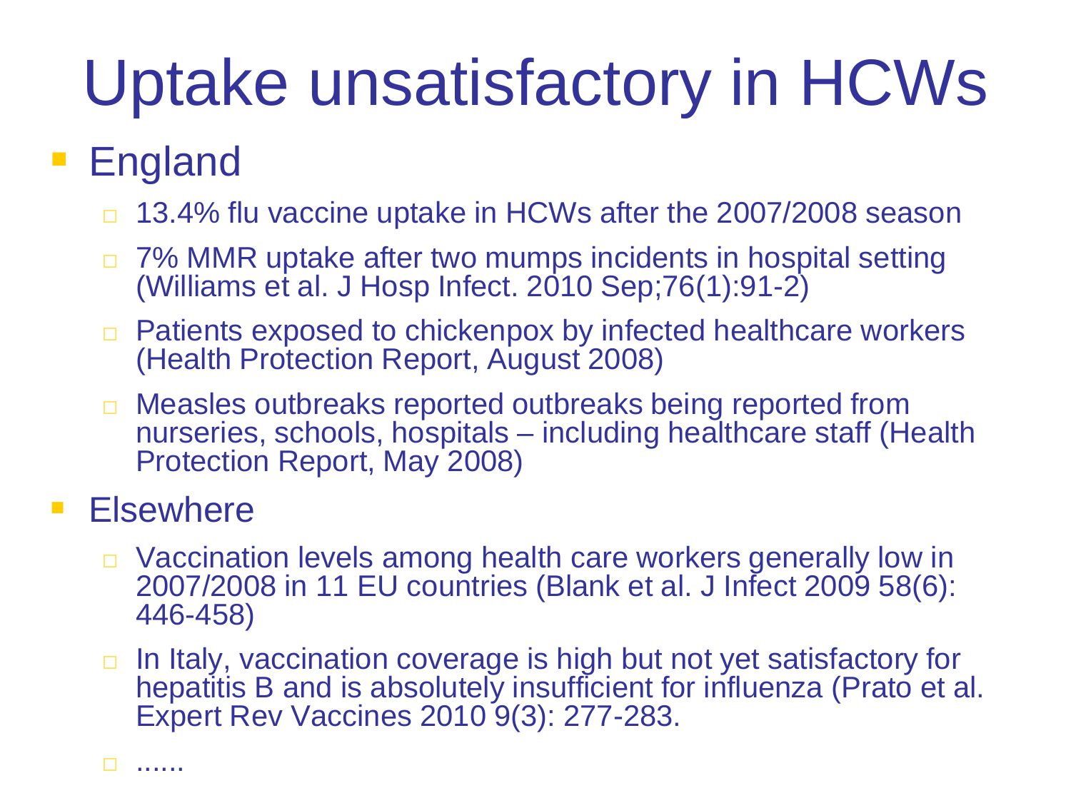# Uptake unsatisfactory in HCWs

- England
  - 13.4% flu vaccine uptake in HCWs after the 2007/2008 season
  - 7% MMR uptake after two mumps incidents in hospital setting (Williams et al. J Hosp Infect. 2010 Sep;76(1):91-2)
  - Patients exposed to chickenpox by infected healthcare workers (Health Protection Report, August 2008)
  - Measles outbreaks reported outbreaks being reported from nurseries, schools, hospitals – including healthcare staff (Health Protection Report, May 2008)
- Elsewhere
  - Vaccination levels among health care workers generally low in 2007/2008 in 11 EU countries (Blank et al. J Infect 2009 58(6): 446-458)
  - In Italy, vaccination coverage is high but not yet satisfactory for hepatitis B and is absolutely insufficient for influenza (Prato et al. Expert Rev Vaccines 2010 9(3): 277-283.
  - ......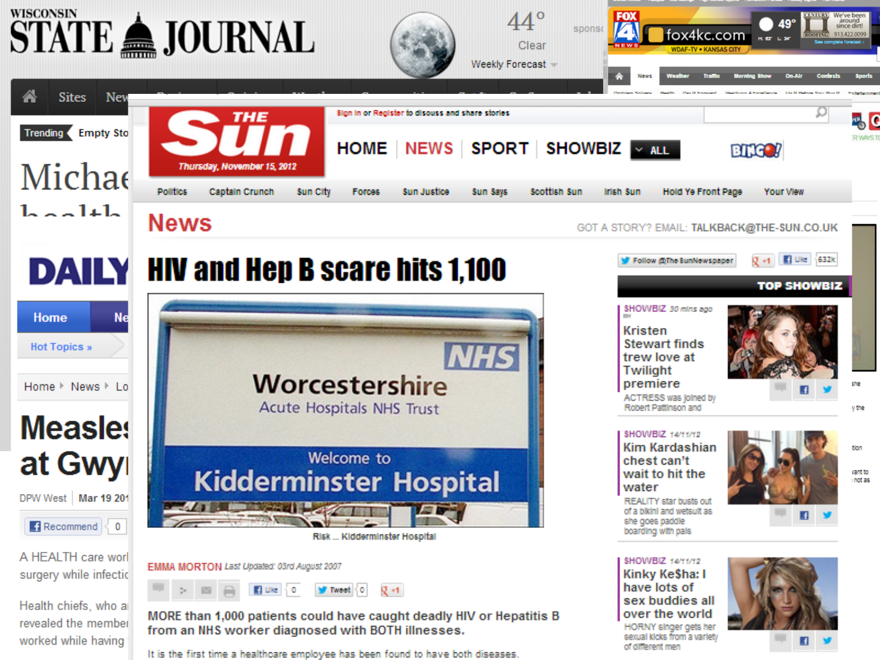WISCONSIN STATE JOURNAL

44° Clear Weekly Forecast

Sites News

Trending Empty Sto

Michae health

DAILY

Home Ne

Hot Topics »

Home ▸ News ▸ Lo

# Measles at Gwy

DPW West | Mar 19 201

Recommend 0

A HEALTH care worl surgery while infectio

Health chiefs, who a revealed the member worked while having

FOX 4 NEWS fox4kc.com WDAF-TV • KANSAS CITY 49°

News Weather Traffic Morning Show On-Air Contests Sports

THE Sun Thursday, November 15, 2012

Sign in or Register to discuss and share stories

HOME NEWS SPORT SHOWBIZ ALL BINGO!

Politics Captain Crunch Sun City Forces Sun Justice Sun Says Scottish Sun Irish Sun Hold Ye Front Page Your View

## News

GOT A STORY? EMAIL: TALKBACK@THE-SUN.CO.UK

# HIV and Hep B scare hits 1,100

NHS Worcestershire Acute Hospitals NHS Trust Welcome to Kidderminster Hospital

Risk ... Kidderminster Hospital

EMMA MORTON *Last Updated: 03rd August 2007*

Like 0 Tweet 0 +1

**MORE than 1,000 patients could have caught deadly HIV or Hepatitis B from an NHS worker diagnosed with BOTH illnesses.**

It is the first time a healthcare employee has been found to have both diseases.

Follow @TheSunNewspaper +1 Like 632k

TOP SHOWBIZ

SHOWBIZ *30 mins ago*

Kristen Stewart finds trew love at Twilight premiere

ACTRESS was joined by Robert Pattinson and

SHOWBIZ *14/11/12*

Kim Kardashian chest can't wait to hit the water

REALITY star busts out of a bikini and wetsuit as she goes paddle boarding with pals

SHOWBIZ *14/11/12*

Kinky Ke$ha: I have lots of sex buddies all over the world

HORNY singer gets her sexual kicks from a variety of different men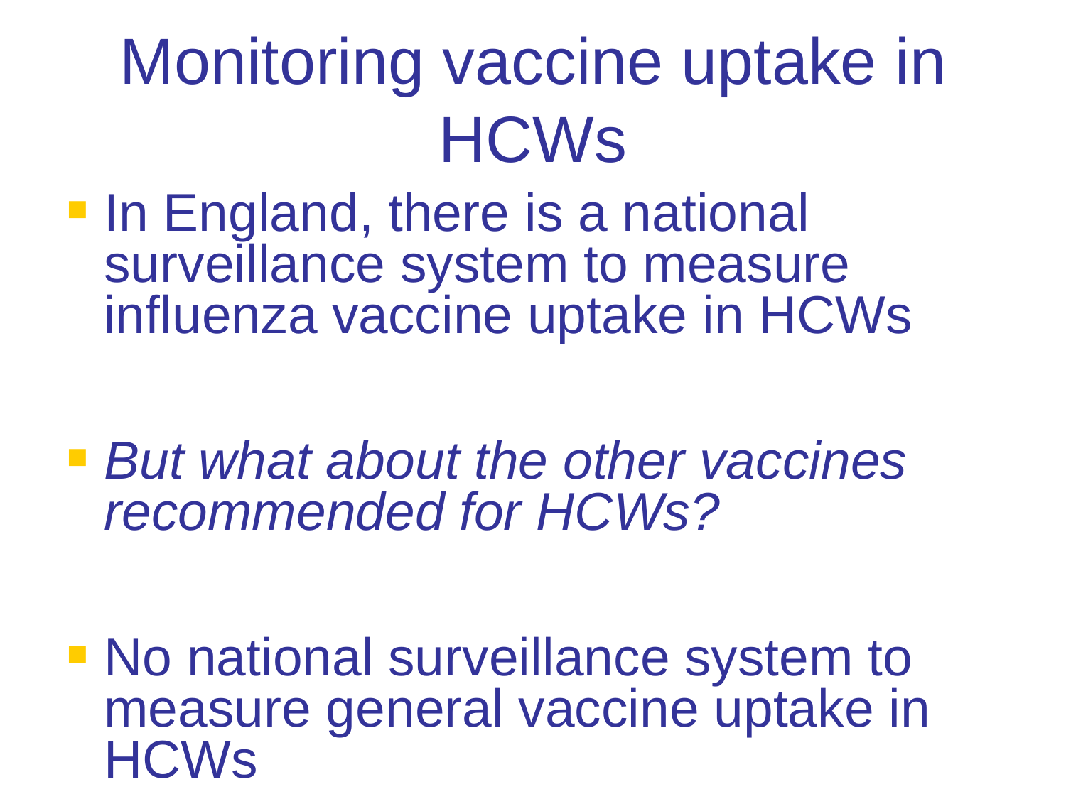# Monitoring vaccine uptake in HCWs

- In England, there is a national surveillance system to measure influenza vaccine uptake in HCWs

- *But what about the other vaccines recommended for HCWs?*

- No national surveillance system to measure general vaccine uptake in HCWs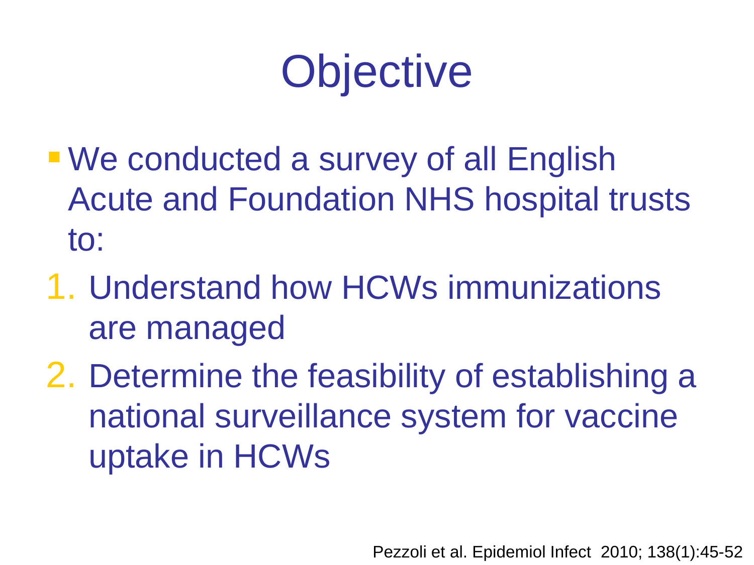# Objective

- We conducted a survey of all English Acute and Foundation NHS hospital trusts to:

1. Understand how HCWs immunizations are managed
2. Determine the feasibility of establishing a national surveillance system for vaccine uptake in HCWs

Pezzoli et al. Epidemiol Infect 2010; 138(1):45-52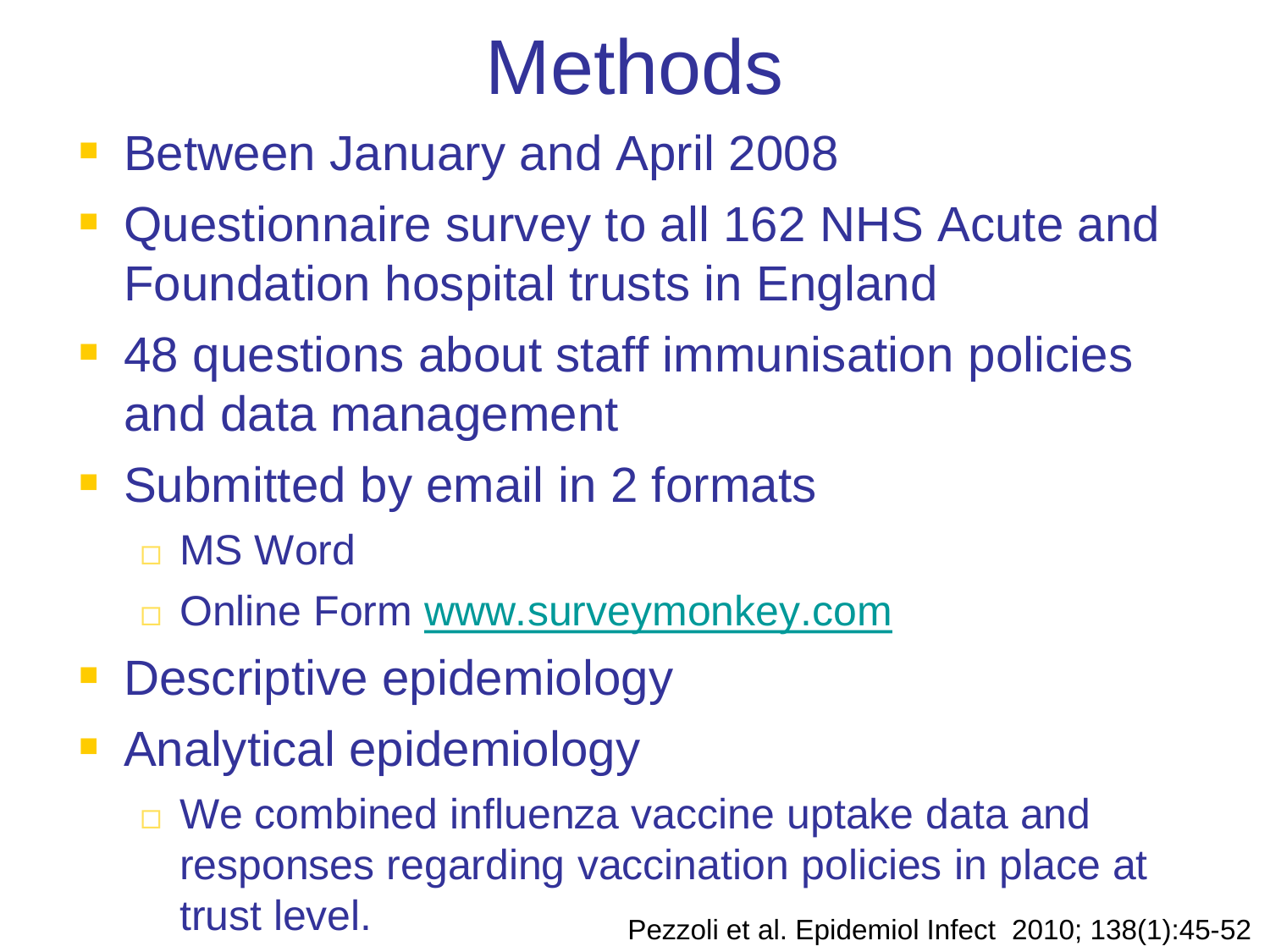# Methods

- Between January and April 2008
- Questionnaire survey to all 162 NHS Acute and Foundation hospital trusts in England
- 48 questions about staff immunisation policies and data management
- Submitted by email in 2 formats
  - MS Word
  - Online Form [www.surveymonkey.com](www.surveymonkey.com)
- Descriptive epidemiology
- Analytical epidemiology
  - We combined influenza vaccine uptake data and responses regarding vaccination policies in place at trust level.

Pezzoli et al. Epidemiol Infect 2010; 138(1):45-52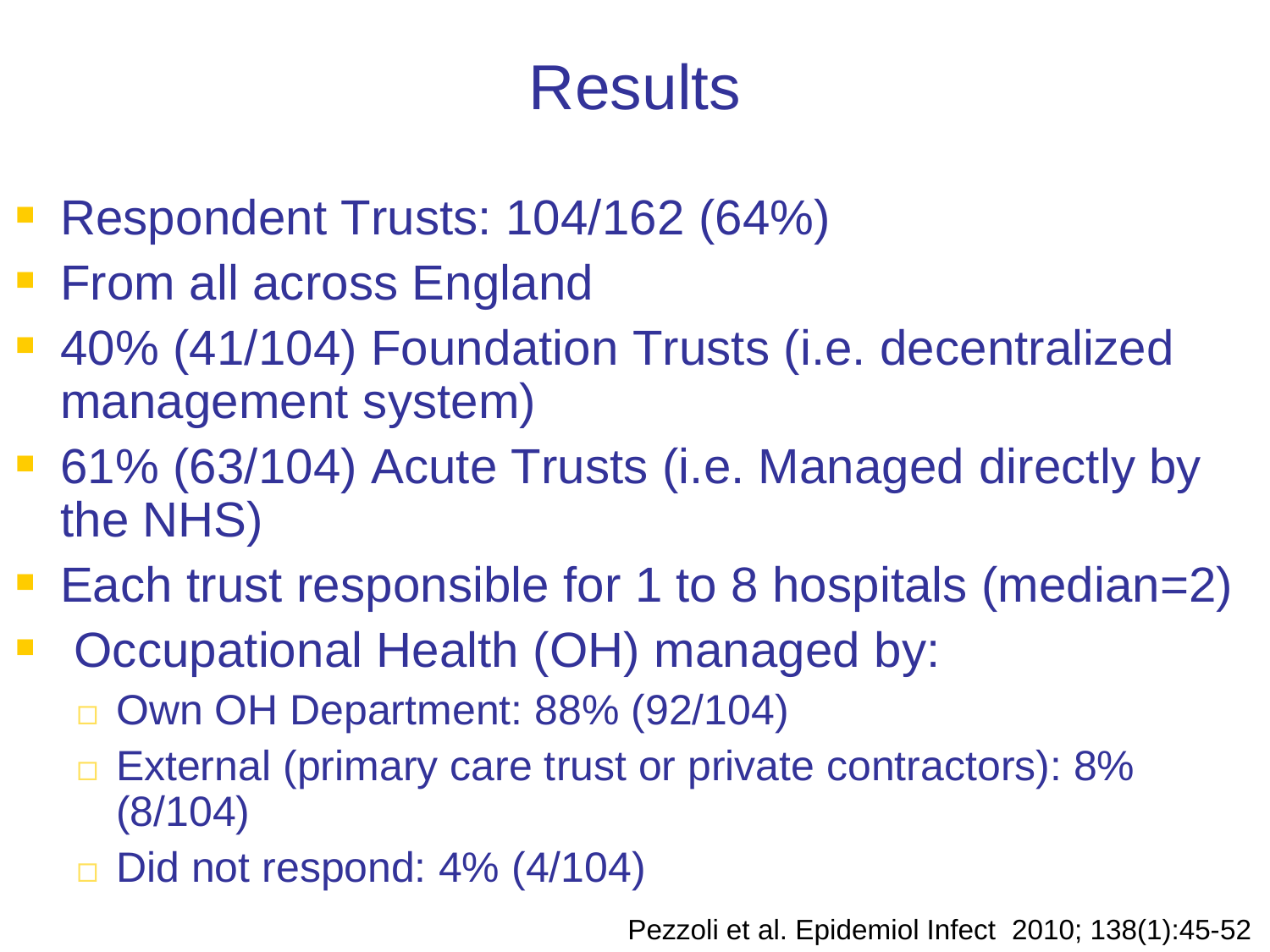# Results

- Respondent Trusts: 104/162 (64%)
- From all across England
- 40% (41/104) Foundation Trusts (i.e. decentralized management system)
- 61% (63/104) Acute Trusts (i.e. Managed directly by the NHS)
- Each trust responsible for 1 to 8 hospitals (median=2)
- Occupational Health (OH) managed by:
  - Own OH Department: 88% (92/104)
  - External (primary care trust or private contractors): 8% (8/104)
  - Did not respond: 4% (4/104)

Pezzoli et al. Epidemiol Infect 2010; 138(1):45-52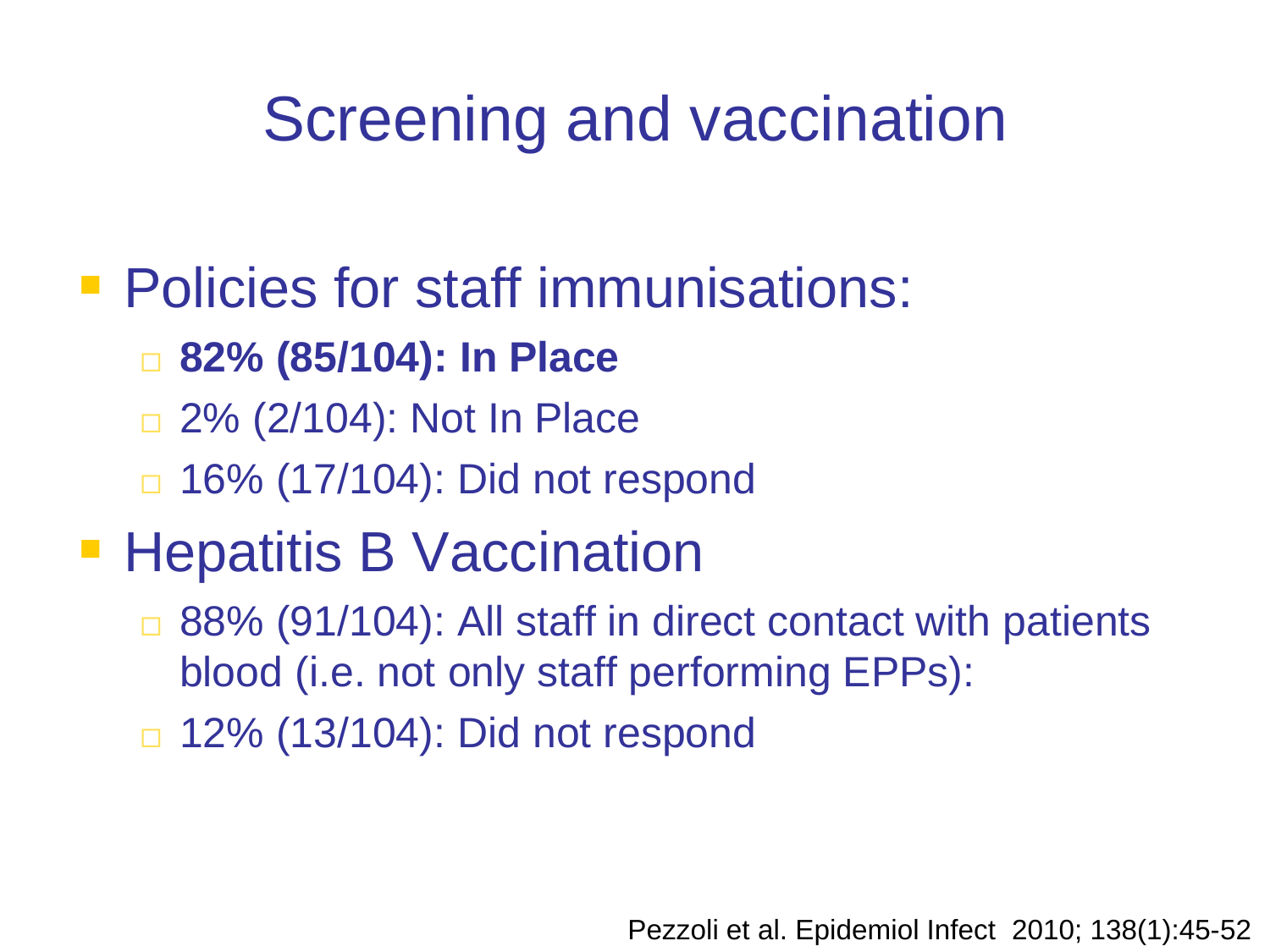# Screening and vaccination

- Policies for staff immunisations:
  - **82% (85/104): In Place**
  - 2% (2/104): Not In Place
  - 16% (17/104): Did not respond
- Hepatitis B Vaccination
  - 88% (91/104): All staff in direct contact with patients blood (i.e. not only staff performing EPPs):
  - 12% (13/104): Did not respond

Pezzoli et al. Epidemiol Infect 2010; 138(1):45-52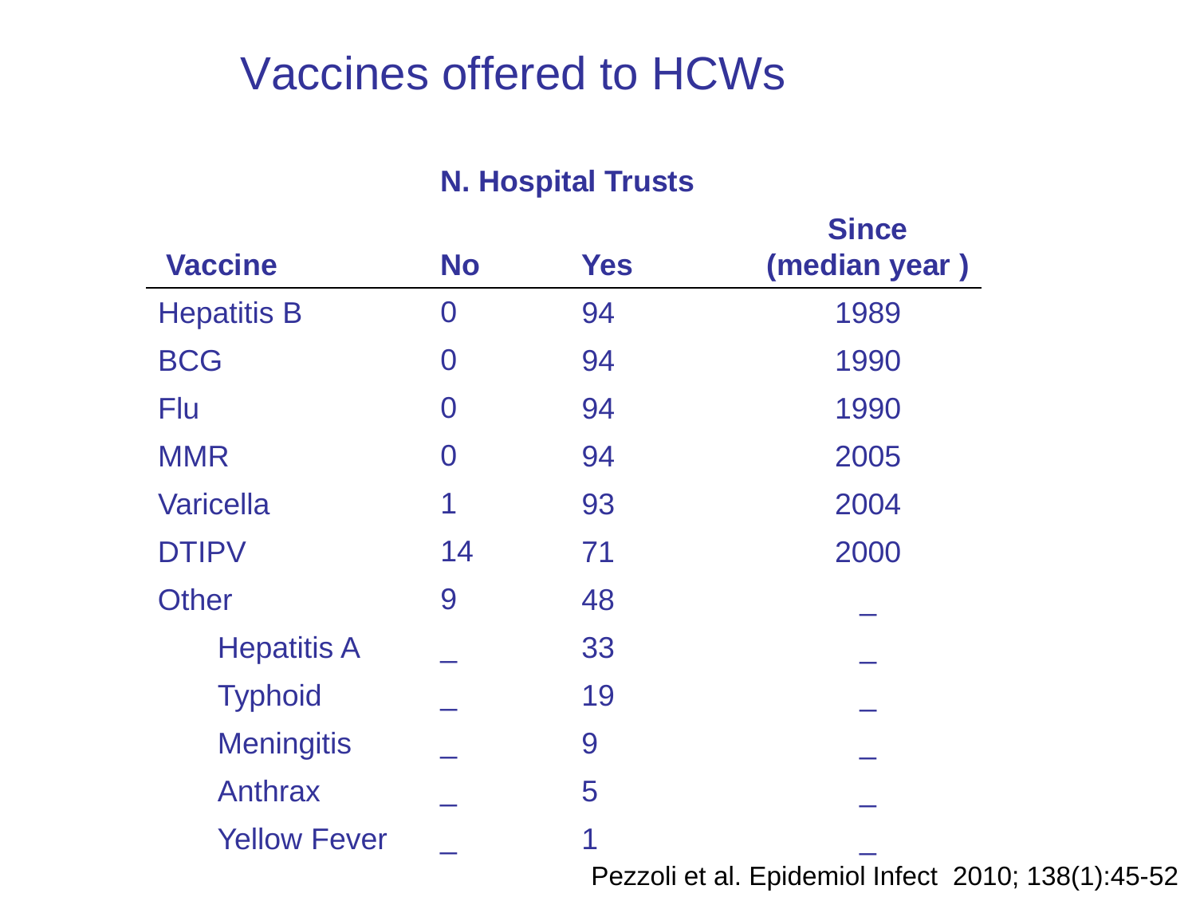# Vaccines offered to HCWs

| Vaccine | N. Hospital Trusts No | Yes | Since (median year ) |
|---|---|---|---|
| Hepatitis B | 0 | 94 | 1989 |
| BCG | 0 | 94 | 1990 |
| Flu | 0 | 94 | 1990 |
| MMR | 0 | 94 | 2005 |
| Varicella | 1 | 93 | 2004 |
| DTIPV | 14 | 71 | 2000 |
| Other | 9 | 48 | _ |
| Hepatitis A | _ | 33 | _ |
| Typhoid | _ | 19 | _ |
| Meningitis | _ | 9 | _ |
| Anthrax | _ | 5 | _ |
| Yellow Fever | _ | 1 | _ |

Pezzoli et al. Epidemiol Infect 2010; 138(1):45-52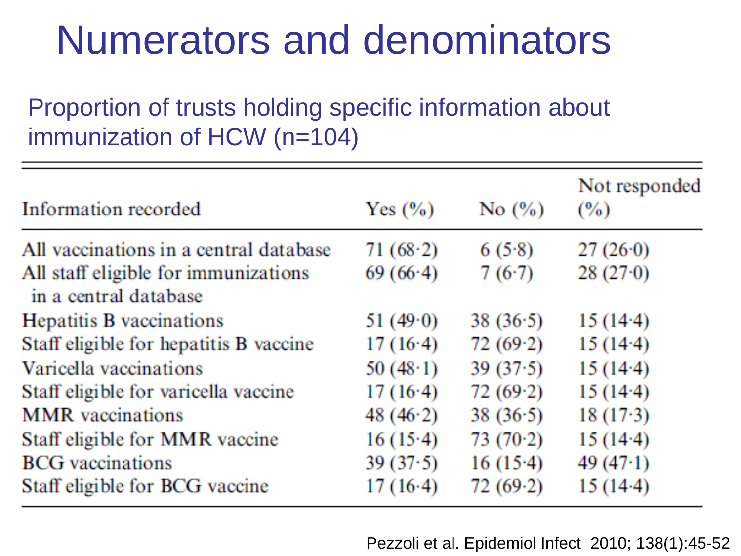# Numerators and denominators

Proportion of trusts holding specific information about immunization of HCW (n=104)

| Information recorded | Yes (%) | No (%) | Not responded (%) |
|---|---|---|---|
| All vaccinations in a central database | 71 (68·2) | 6 (5·8) | 27 (26·0) |
| All staff eligible for immunizations in a central database | 69 (66·4) | 7 (6·7) | 28 (27·0) |
| Hepatitis B vaccinations | 51 (49·0) | 38 (36·5) | 15 (14·4) |
| Staff eligible for hepatitis B vaccine | 17 (16·4) | 72 (69·2) | 15 (14·4) |
| Varicella vaccinations | 50 (48·1) | 39 (37·5) | 15 (14·4) |
| Staff eligible for varicella vaccine | 17 (16·4) | 72 (69·2) | 15 (14·4) |
| MMR vaccinations | 48 (46·2) | 38 (36·5) | 18 (17·3) |
| Staff eligible for MMR vaccine | 16 (15·4) | 73 (70·2) | 15 (14·4) |
| BCG vaccinations | 39 (37·5) | 16 (15·4) | 49 (47·1) |
| Staff eligible for BCG vaccine | 17 (16·4) | 72 (69·2) | 15 (14·4) |

Pezzoli et al. Epidemiol Infect 2010; 138(1):45-52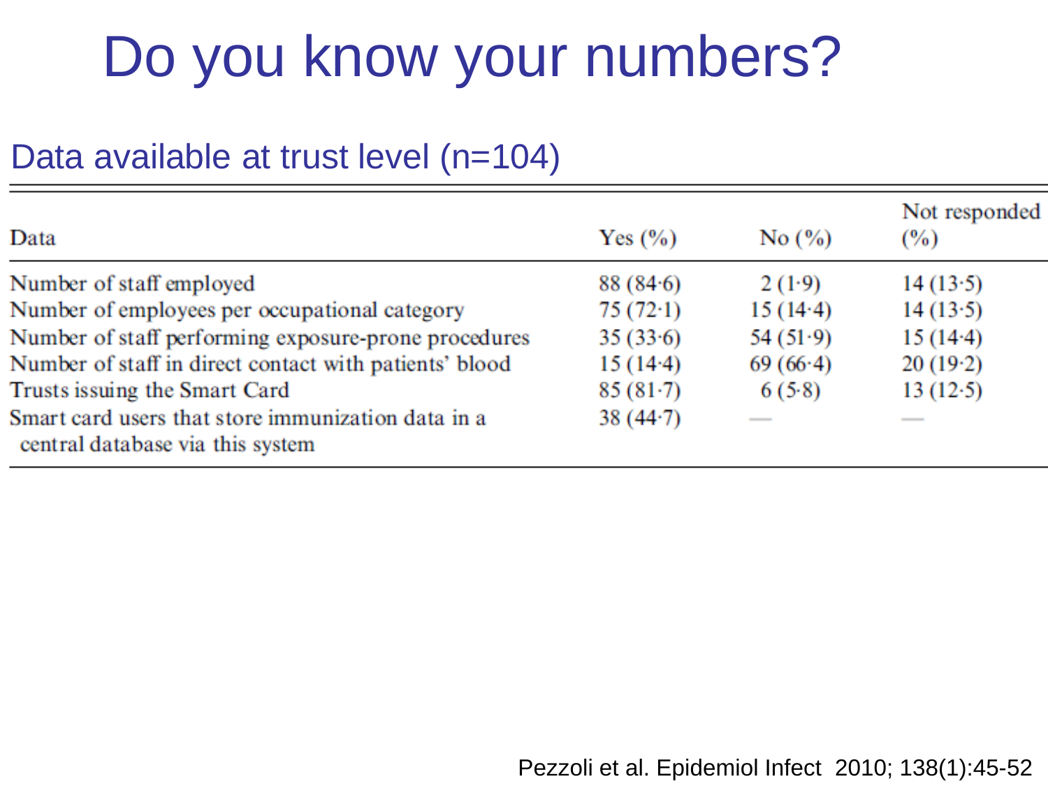# Do you know your numbers?

## Data available at trust level (n=104)

| Data | Yes (%) | No (%) | Not responded (%) |
|---|---|---|---|
| Number of staff employed | 88 (84·6) | 2 (1·9) | 14 (13·5) |
| Number of employees per occupational category | 75 (72·1) | 15 (14·4) | 14 (13·5) |
| Number of staff performing exposure-prone procedures | 35 (33·6) | 54 (51·9) | 15 (14·4) |
| Number of staff in direct contact with patients' blood | 15 (14·4) | 69 (66·4) | 20 (19·2) |
| Trusts issuing the Smart Card | 85 (81·7) | 6 (5·8) | 13 (12·5) |
| Smart card users that store immunization data in a central database via this system | 38 (44·7) | — | — |

Pezzoli et al. Epidemiol Infect 2010; 138(1):45-52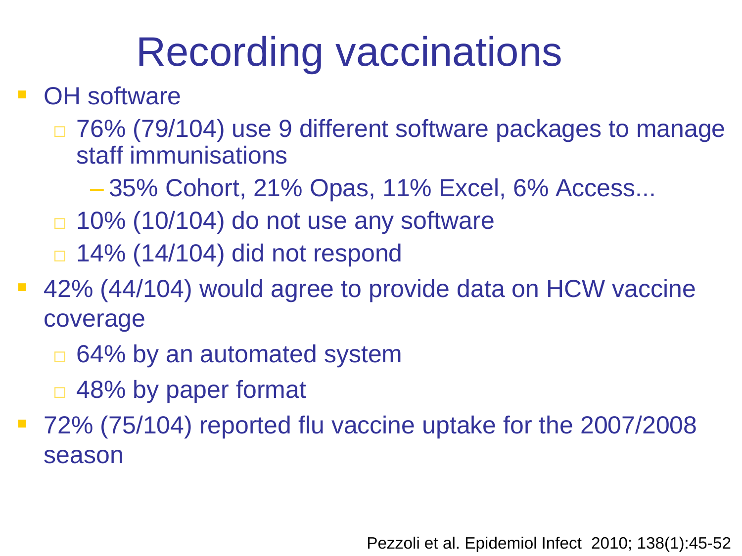# Recording vaccinations

- OH software
  - 76% (79/104) use 9 different software packages to manage staff immunisations
    - 35% Cohort, 21% Opas, 11% Excel, 6% Access...
  - 10% (10/104) do not use any software
  - 14% (14/104) did not respond
- 42% (44/104) would agree to provide data on HCW vaccine coverage
  - 64% by an automated system
  - 48% by paper format
- 72% (75/104) reported flu vaccine uptake for the 2007/2008 season

Pezzoli et al. Epidemiol Infect 2010; 138(1):45-52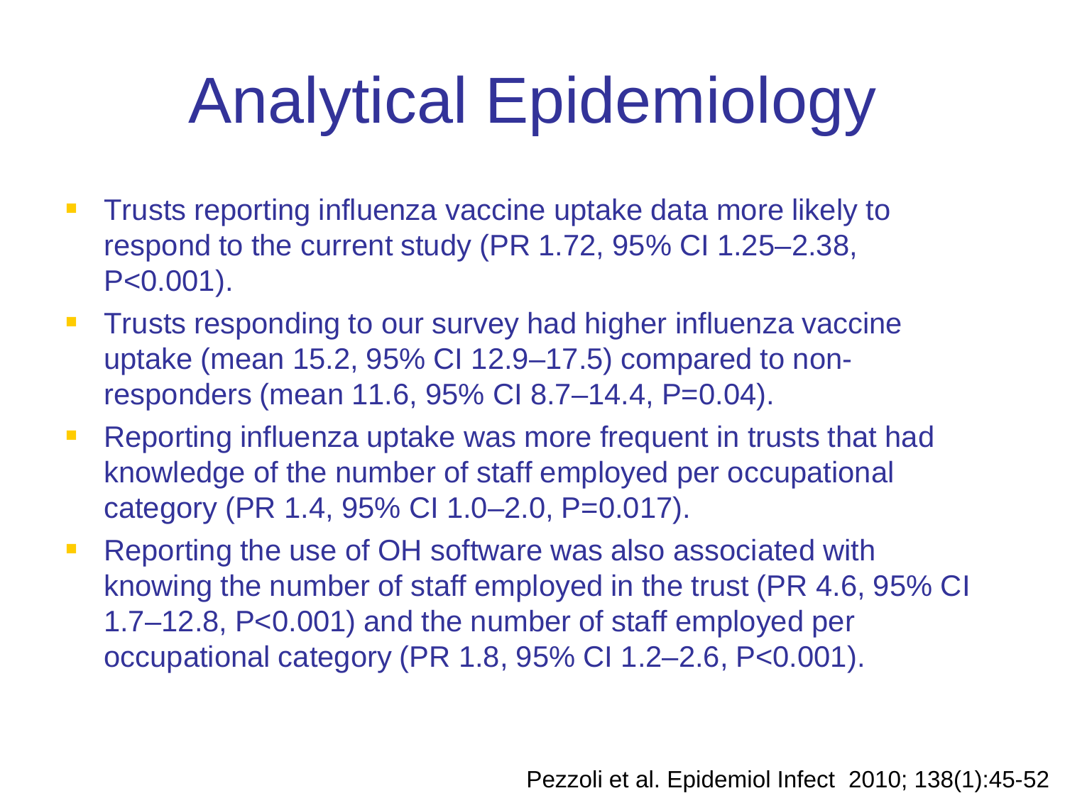# Analytical Epidemiology

- Trusts reporting influenza vaccine uptake data more likely to respond to the current study (PR 1.72, 95% CI 1.25–2.38, P<0.001).
- Trusts responding to our survey had higher influenza vaccine uptake (mean 15.2, 95% CI 12.9–17.5) compared to non-responders (mean 11.6, 95% CI 8.7–14.4, P=0.04).
- Reporting influenza uptake was more frequent in trusts that had knowledge of the number of staff employed per occupational category (PR 1.4, 95% CI 1.0–2.0, P=0.017).
- Reporting the use of OH software was also associated with knowing the number of staff employed in the trust (PR 4.6, 95% CI 1.7–12.8, P<0.001) and the number of staff employed per occupational category (PR 1.8, 95% CI 1.2–2.6, P<0.001).

Pezzoli et al. Epidemiol Infect 2010; 138(1):45-52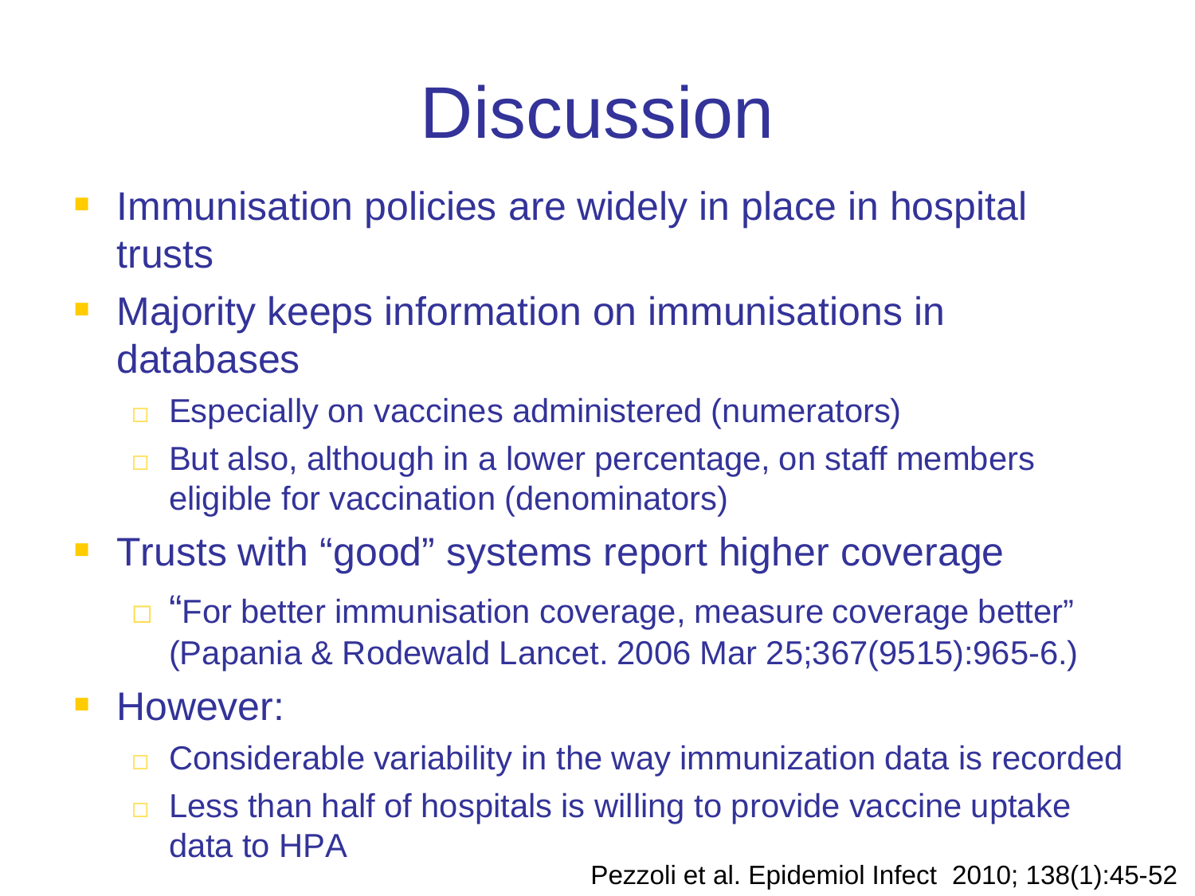# Discussion

- Immunisation policies are widely in place in hospital trusts
- Majority keeps information on immunisations in databases
  - Especially on vaccines administered (numerators)
  - But also, although in a lower percentage, on staff members eligible for vaccination (denominators)
- Trusts with "good" systems report higher coverage
  - "For better immunisation coverage, measure coverage better" (Papania & Rodewald Lancet. 2006 Mar 25;367(9515):965-6.)
- However:
  - Considerable variability in the way immunization data is recorded
  - Less than half of hospitals is willing to provide vaccine uptake data to HPA

Pezzoli et al. Epidemiol Infect 2010; 138(1):45-52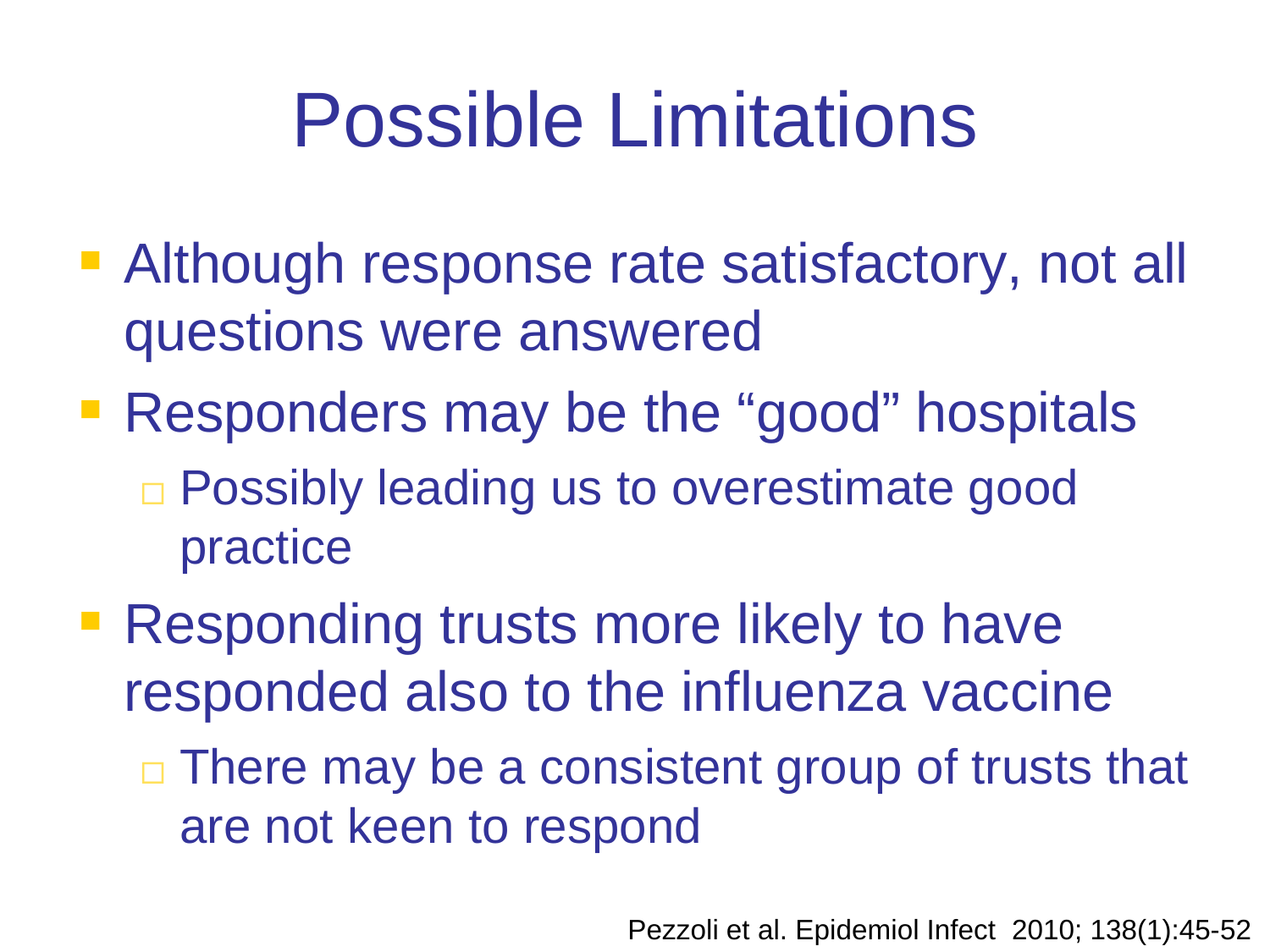# Possible Limitations

- Although response rate satisfactory, not all questions were answered
- Responders may be the "good" hospitals
  - Possibly leading us to overestimate good practice
- Responding trusts more likely to have responded also to the influenza vaccine
  - There may be a consistent group of trusts that are not keen to respond

Pezzoli et al. Epidemiol Infect 2010; 138(1):45-52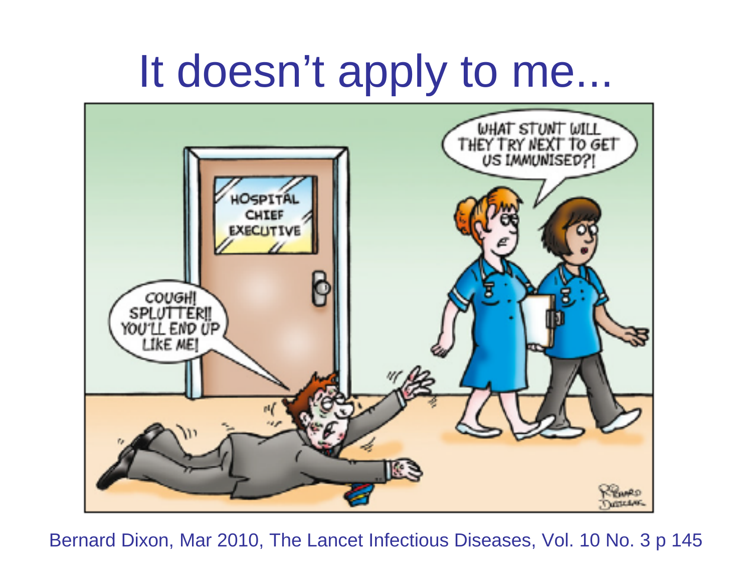# It doesn't apply to me...

Bernard Dixon, Mar 2010, The Lancet Infectious Diseases, Vol. 10 No. 3 p 145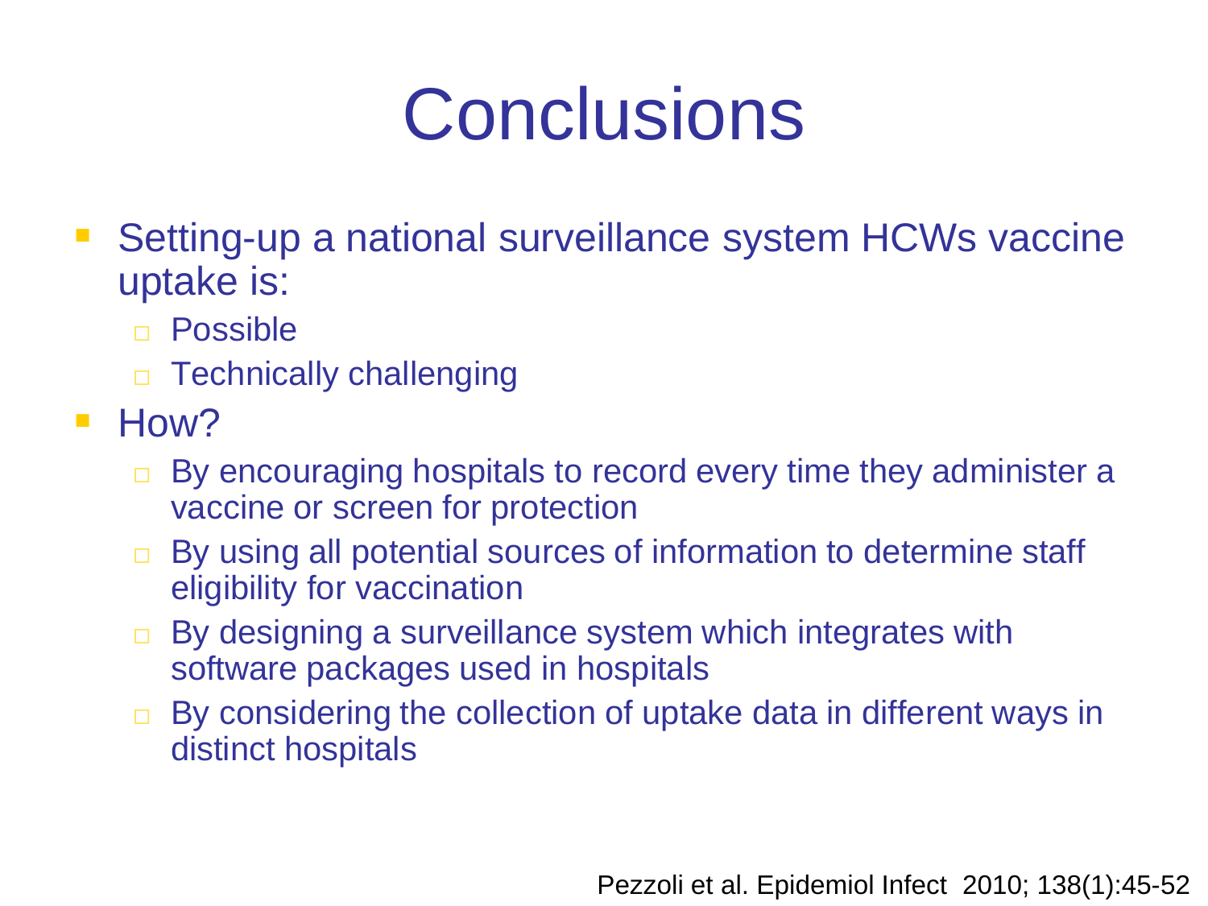# Conclusions

- Setting-up a national surveillance system HCWs vaccine uptake is:
  - Possible
  - Technically challenging
- How?
  - By encouraging hospitals to record every time they administer a vaccine or screen for protection
  - By using all potential sources of information to determine staff eligibility for vaccination
  - By designing a surveillance system which integrates with software packages used in hospitals
  - By considering the collection of uptake data in different ways in distinct hospitals

Pezzoli et al. Epidemiol Infect 2010; 138(1):45-52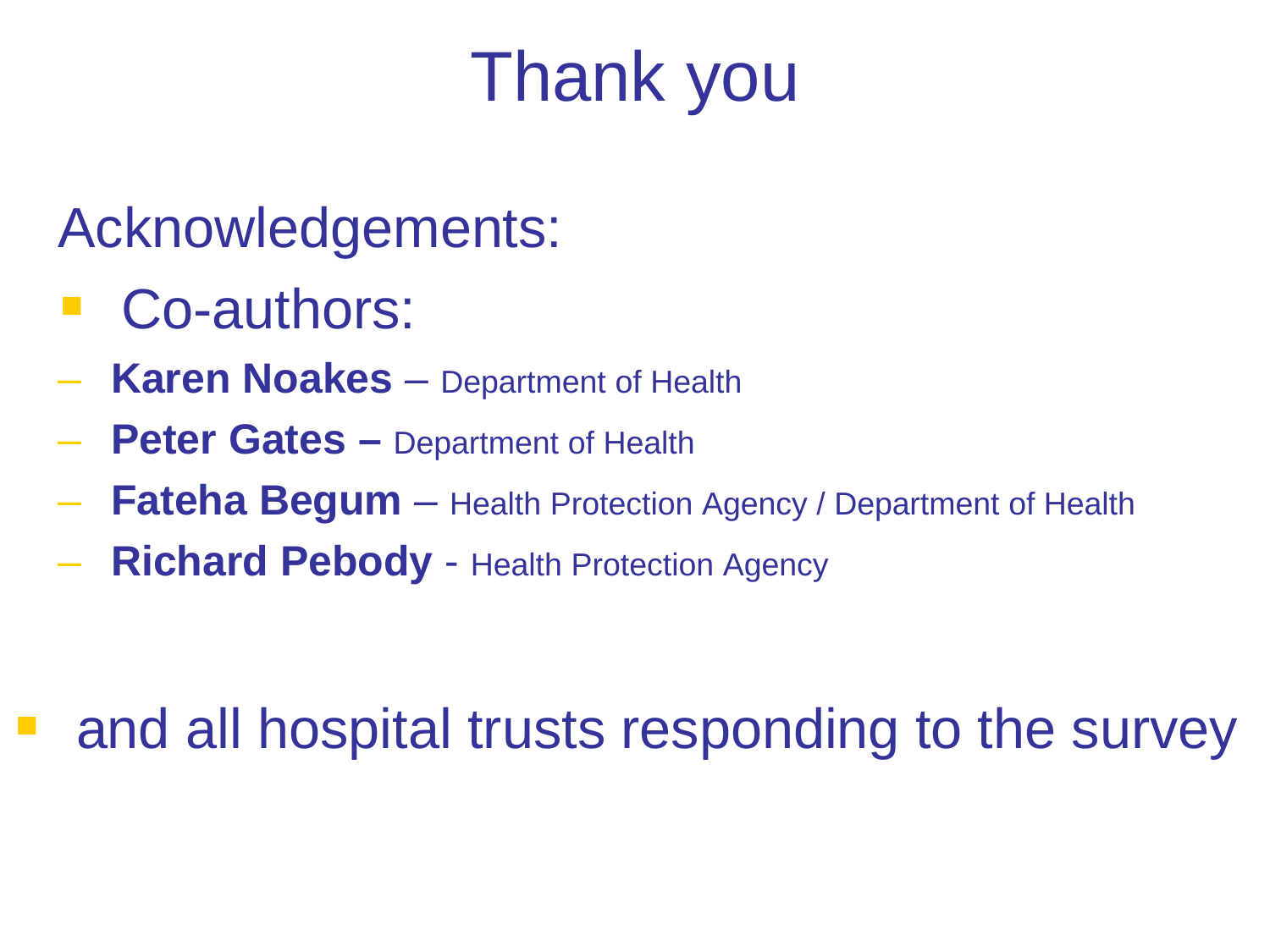# Thank you

Acknowledgements:

- Co-authors:
  - **Karen Noakes** – Department of Health
  - **Peter Gates –** Department of Health
  - **Fateha Begum** – Health Protection Agency / Department of Health
  - **Richard Pebody** - Health Protection Agency

- and all hospital trusts responding to the survey